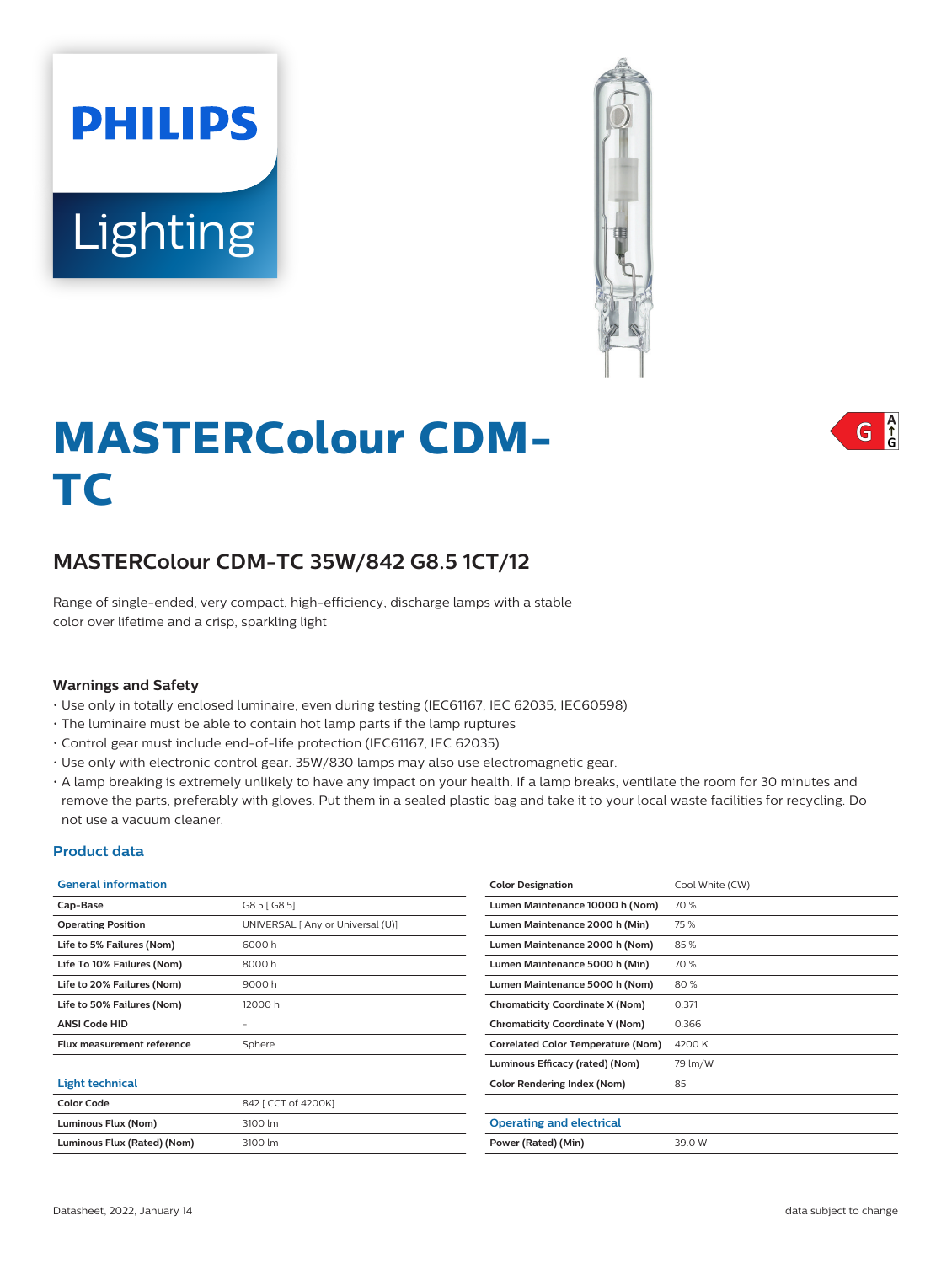# MASTERColour CDM-TC

## MASTERColour CDM-TC 35W/842 G8.5 1CT/12

Range of single-ended, very compact, high-efficiency, discharge lamps with a stable color over lifetime and a crisp, sparkling light

### Warnings and Safety

- Use only in totally enclosed luminaire, even during testing (IEC61167, IEC 62035, IEC60598)
- The luminaire must be able to contain hot lamp parts if the lamp ruptures
- Control gear must include end-of-life protection (IEC61167, IEC 62035)
- Use only with electronic control gear. 35W/830 lamps may also use electromagnetic gear.
- A lamp breaking is extremely unlikely to have any impact on your health. If a lamp breaks, ventilate the room for 30 minutes and remove the parts, preferably with gloves. Put them in a sealed plastic bag and take it to your local waste facilities for recycling. Do not use a vacuum cleaner.

### Product data

| General information | |
|---|---|
| Cap-Base | G8.5 [ G8.5] |
| Operating Position | UNIVERSAL [ Any or Universal (U)] |
| Life to 5% Failures (Nom) | 6000 h |
| Life To 10% Failures (Nom) | 8000 h |
| Life to 20% Failures (Nom) | 9000 h |
| Life to 50% Failures (Nom) | 12000 h |
| ANSI Code HID | - |
| Flux measurement reference | Sphere |

| Light technical | |
|---|---|
| Color Code | 842 [ CCT of 4200K] |
| Luminous Flux (Nom) | 3100 lm |
| Luminous Flux (Rated) (Nom) | 3100 lm |
| Color Designation | Cool White (CW) |
| Lumen Maintenance 10000 h (Nom) | 70 % |
| Lumen Maintenance 2000 h (Min) | 75 % |
| Lumen Maintenance 2000 h (Nom) | 85 % |
| Lumen Maintenance 5000 h (Min) | 70 % |
| Lumen Maintenance 5000 h (Nom) | 80 % |
| Chromaticity Coordinate X (Nom) | 0.371 |
| Chromaticity Coordinate Y (Nom) | 0.366 |
| Correlated Color Temperature (Nom) | 4200 K |
| Luminous Efficacy (rated) (Nom) | 79 lm/W |
| Color Rendering Index (Nom) | 85 |

| Operating and electrical | |
|---|---|
| Power (Rated) (Min) | 39.0 W |

Datasheet, 2022, January 14

data subject to change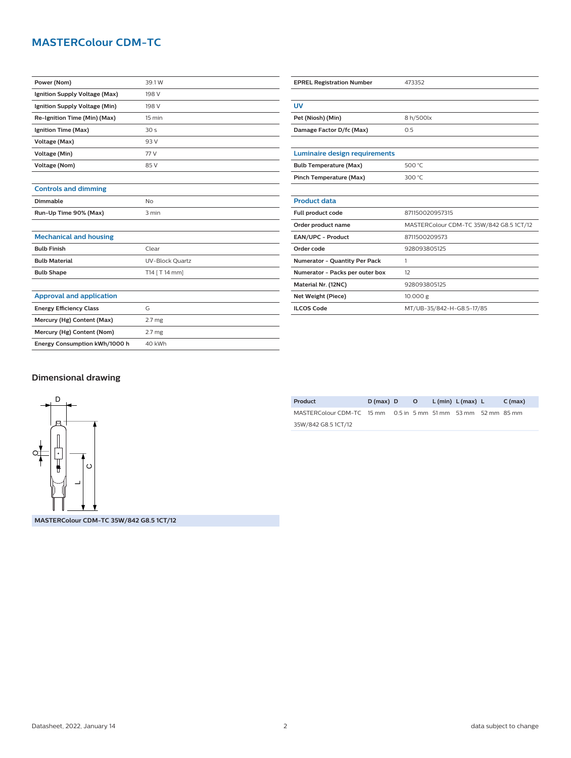# MASTERColour CDM-TC

| | |
|---|---|
| **Power (Nom)** | 39.1 W |
| **Ignition Supply Voltage (Max)** | 198 V |
| **Ignition Supply Voltage (Min)** | 198 V |
| **Re-Ignition Time (Min) (Max)** | 15 min |
| **Ignition Time (Max)** | 30 s |
| **Voltage (Max)** | 93 V |
| **Voltage (Min)** | 77 V |
| **Voltage (Nom)** | 85 V |

### Controls and dimming

| | |
|---|---|
| **Dimmable** | No |
| **Run-Up Time 90% (Max)** | 3 min |

### Mechanical and housing

| | |
|---|---|
| **Bulb Finish** | Clear |
| **Bulb Material** | UV-Block Quartz |
| **Bulb Shape** | T14 [ T 14 mm] |

### Approval and application

| | |
|---|---|
| **Energy Efficiency Class** | G |
| **Mercury (Hg) Content (Max)** | 2.7 mg |
| **Mercury (Hg) Content (Nom)** | 2.7 mg |
| **Energy Consumption kWh/1000 h** | 40 kWh |

| | |
|---|---|
| **EPREL Registration Number** | 473352 |

### UV

| | |
|---|---|
| **Pet (Niosh) (Min)** | 8 h/500lx |
| **Damage Factor D/fc (Max)** | 0.5 |

### Luminaire design requirements

| | |
|---|---|
| **Bulb Temperature (Max)** | 500 °C |
| **Pinch Temperature (Max)** | 300 °C |

### Product data

| | |
|---|---|
| **Full product code** | 871150020957315 |
| **Order product name** | MASTERColour CDM-TC 35W/842 G8.5 1CT/12 |
| **EAN/UPC - Product** | 8711500209573 |
| **Order code** | 928093805125 |
| **Numerator - Quantity Per Pack** | 1 |
| **Numerator - Packs per outer box** | 12 |
| **Material Nr. (12NC)** | 928093805125 |
| **Net Weight (Piece)** | 10.000 g |
| **ILCOS Code** | MT/UB-35/842-H-G8.5-17/85 |

## Dimensional drawing

**MASTERColour CDM-TC 35W/842 G8.5 1CT/12**

| Product | D (max) | D | O | L (min) | L (max) | L | C (max) |
|---|---|---|---|---|---|---|---|
| MASTERColour CDM-TC 35W/842 G8.5 1CT/12 | 15 mm | 0.5 in | 5 mm | 51 mm | 53 mm | 52 mm | 85 mm |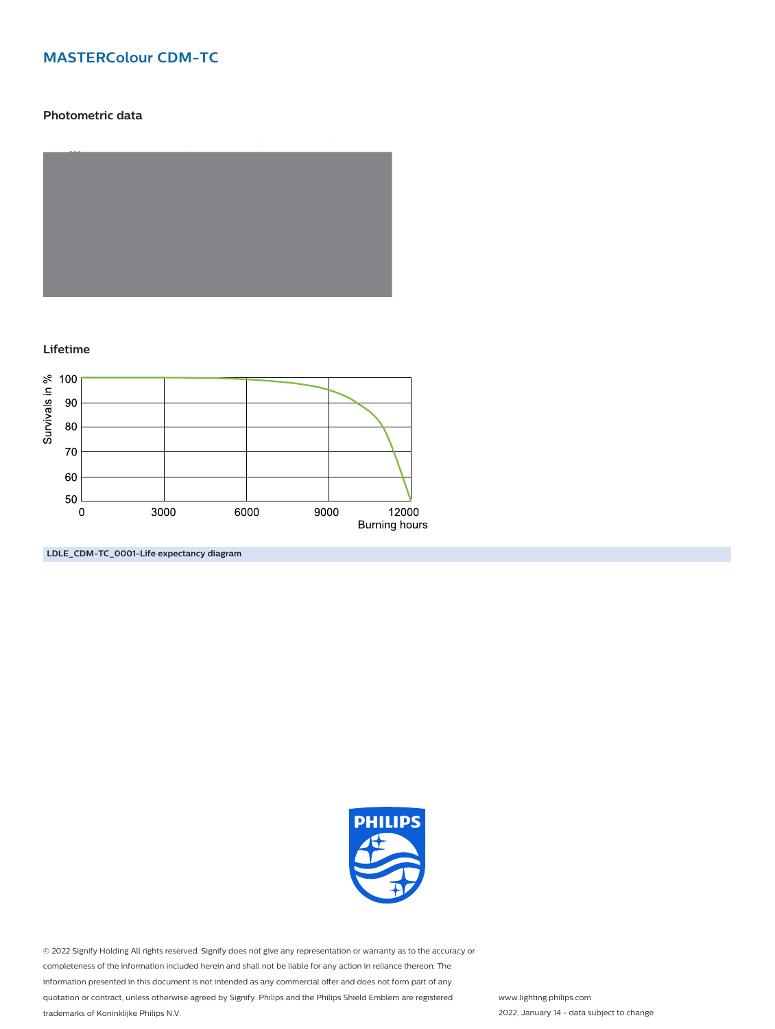## MASTERColour CDM-TC

### Photometric data

### Lifetime

Survivals in %
100
90
80
70
60
50
0
3000
6000
9000
12000
Burning hours

**LDLE_CDM-TC_0001-Life expectancy diagram**

© 2022 Signify Holding All rights reserved. Signify does not give any representation or warranty as to the accuracy or completeness of the information included herein and shall not be liable for any action in reliance thereon. The information presented in this document is not intended as any commercial offer and does not form part of any quotation or contract, unless otherwise agreed by Signify. Philips and the Philips Shield Emblem are registered trademarks of Koninklijke Philips N.V.

www.lighting.philips.com

2022, January 14 - data subject to change